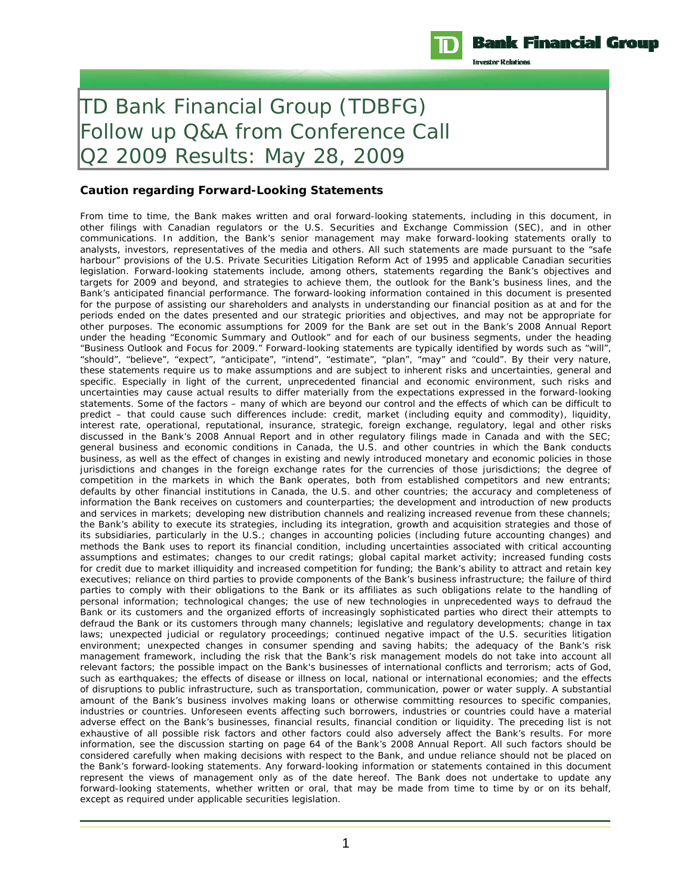# TD Bank Financial Group (TDBFG) Follow up Q&A from Conference Call Q2 2009 Results: May 28, 2009

## Caution regarding Forward-Looking Statements

From time to time, the Bank makes written and oral forward-looking statements, including in this document, in other filings with Canadian regulators or the U.S. Securities and Exchange Commission (SEC), and in other communications. In addition, the Bank's senior management may make forward-looking statements orally to analysts, investors, representatives of the media and others. All such statements are made pursuant to the "safe harbour" provisions of the U.S. Private Securities Litigation Reform Act of 1995 and applicable Canadian securities legislation. Forward-looking statements include, among others, statements regarding the Bank's objectives and targets for 2009 and beyond, and strategies to achieve them, the outlook for the Bank's business lines, and the Bank's anticipated financial performance. The forward-looking information contained in this document is presented for the purpose of assisting our shareholders and analysts in understanding our financial position as at and for the periods ended on the dates presented and our strategic priorities and objectives, and may not be appropriate for other purposes. The economic assumptions for 2009 for the Bank are set out in the Bank's 2008 Annual Report under the heading "Economic Summary and Outlook" and for each of our business segments, under the heading "Business Outlook and Focus for 2009." Forward-looking statements are typically identified by words such as "will", "should", "believe", "expect", "anticipate", "intend", "estimate", "plan", "may" and "could". By their very nature, these statements require us to make assumptions and are subject to inherent risks and uncertainties, general and specific. Especially in light of the current, unprecedented financial and economic environment, such risks and uncertainties may cause actual results to differ materially from the expectations expressed in the forward-looking statements. Some of the factors – many of which are beyond our control and the effects of which can be difficult to predict – that could cause such differences include: credit, market (including equity and commodity), liquidity, interest rate, operational, reputational, insurance, strategic, foreign exchange, regulatory, legal and other risks discussed in the Bank's 2008 Annual Report and in other regulatory filings made in Canada and with the SEC; general business and economic conditions in Canada, the U.S. and other countries in which the Bank conducts business, as well as the effect of changes in existing and newly introduced monetary and economic policies in those jurisdictions and changes in the foreign exchange rates for the currencies of those jurisdictions; the degree of competition in the markets in which the Bank operates, both from established competitors and new entrants; defaults by other financial institutions in Canada, the U.S. and other countries; the accuracy and completeness of information the Bank receives on customers and counterparties; the development and introduction of new products and services in markets; developing new distribution channels and realizing increased revenue from these channels; the Bank's ability to execute its strategies, including its integration, growth and acquisition strategies and those of its subsidiaries, particularly in the U.S.; changes in accounting policies (including future accounting changes) and methods the Bank uses to report its financial condition, including uncertainties associated with critical accounting assumptions and estimates; changes to our credit ratings; global capital market activity; increased funding costs for credit due to market illiquidity and increased competition for funding; the Bank's ability to attract and retain key executives; reliance on third parties to provide components of the Bank's business infrastructure; the failure of third parties to comply with their obligations to the Bank or its affiliates as such obligations relate to the handling of personal information; technological changes; the use of new technologies in unprecedented ways to defraud the Bank or its customers and the organized efforts of increasingly sophisticated parties who direct their attempts to defraud the Bank or its customers through many channels; legislative and regulatory developments; change in tax laws; unexpected judicial or regulatory proceedings; continued negative impact of the U.S. securities litigation environment; unexpected changes in consumer spending and saving habits; the adequacy of the Bank's risk management framework, including the risk that the Bank's risk management models do not take into account all relevant factors; the possible impact on the Bank's businesses of international conflicts and terrorism; acts of God, such as earthquakes; the effects of disease or illness on local, national or international economies; and the effects of disruptions to public infrastructure, such as transportation, communication, power or water supply. A substantial amount of the Bank's business involves making loans or otherwise committing resources to specific companies, industries or countries. Unforeseen events affecting such borrowers, industries or countries could have a material adverse effect on the Bank's businesses, financial results, financial condition or liquidity. The preceding list is not exhaustive of all possible risk factors and other factors could also adversely affect the Bank's results. For more information, see the discussion starting on page 64 of the Bank's 2008 Annual Report. All such factors should be considered carefully when making decisions with respect to the Bank, and undue reliance should not be placed on the Bank's forward-looking statements. Any forward-looking information or statements contained in this document represent the views of management only as of the date hereof. The Bank does not undertake to update any forward-looking statements, whether written or oral, that may be made from time to time by or on its behalf, except as required under applicable securities legislation.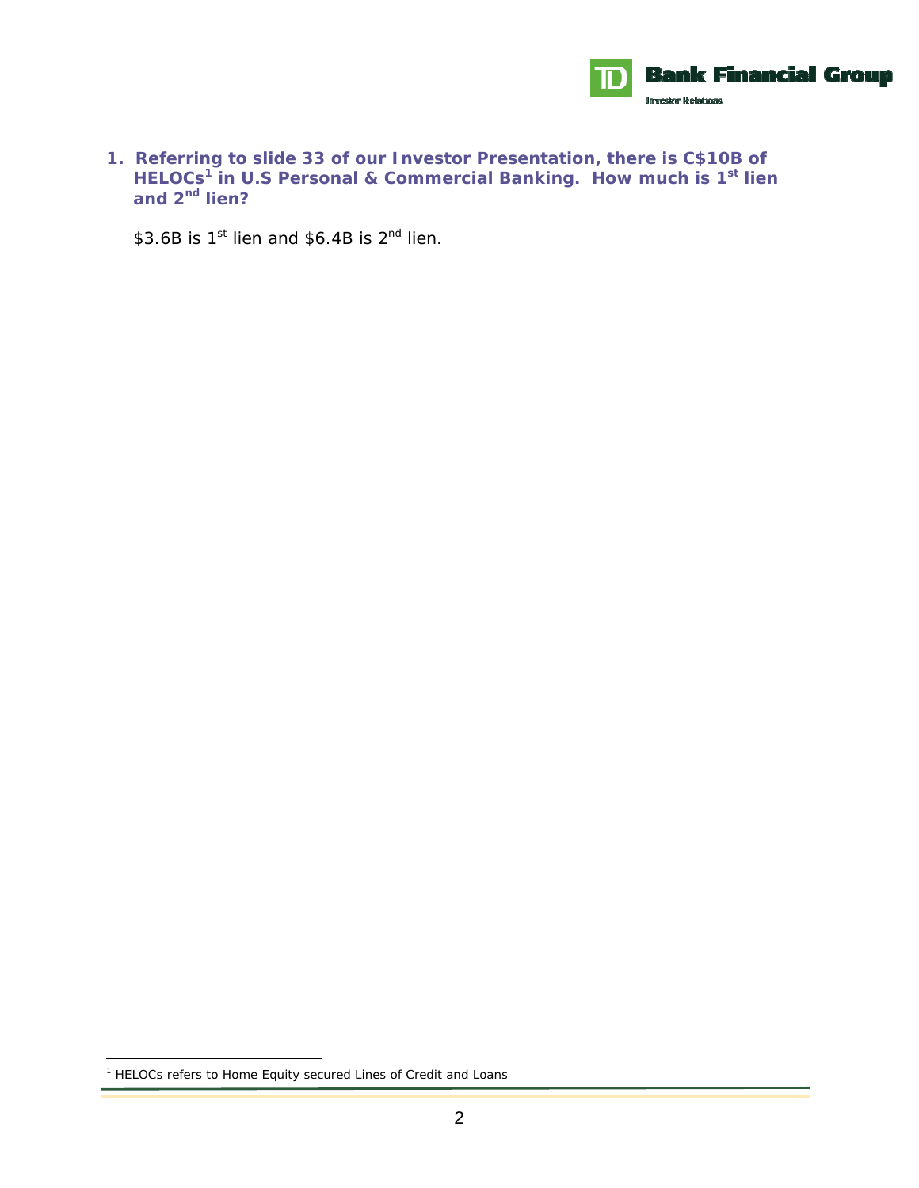**1. Referring to slide 33 of our Investor Presentation, there is C$10B of HELOCs[1] in U.S Personal & Commercial Banking. How much is 1st lien and 2nd lien?**

$3.6B is 1st lien and $6.4B is 2nd lien.

[1] HELOCs refers to Home Equity secured Lines of Credit and Loans